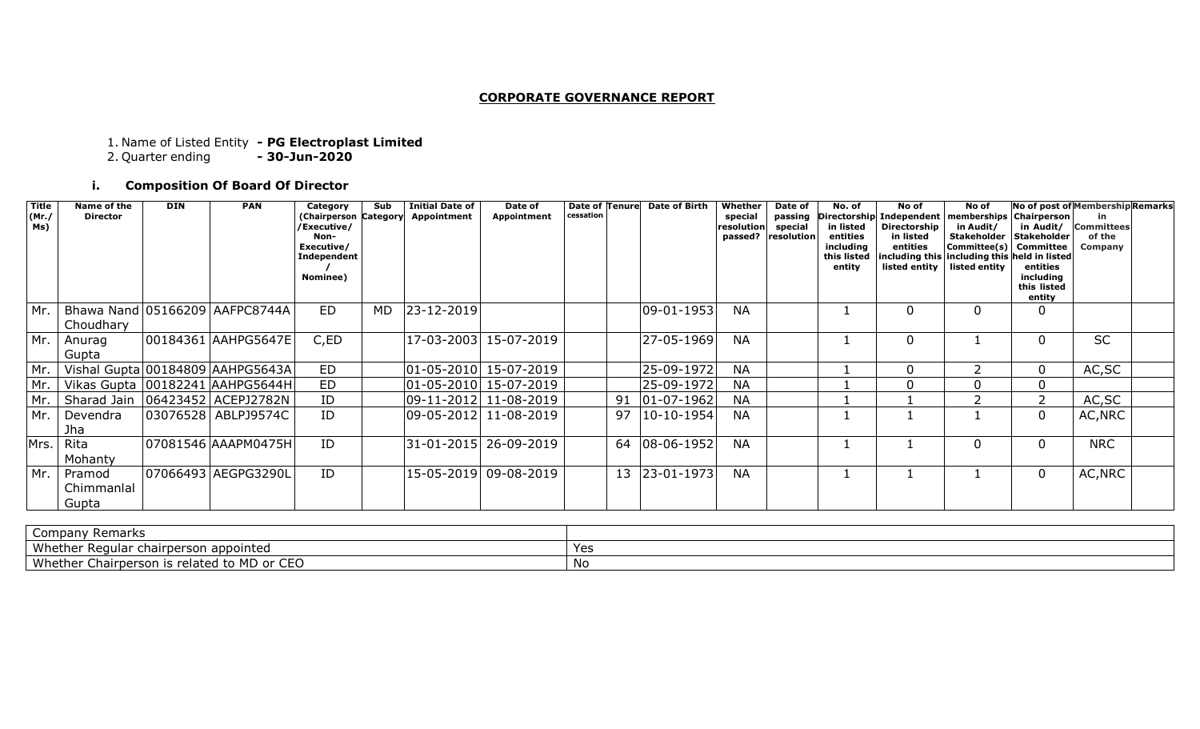## CORPORATE GOVERNANCE REPORT

1. Name of Listed Entity **- PG Electroplast Limited**
2. Quarter ending **- 30-Jun-2020**

### i. Composition Of Board Of Director

| Title (Mr./ Ms) | Name of the Director | DIN | PAN | Category (Chairperson /Executive/ Non-Executive/ Independent / Nominee) | Sub Category | Initial Date of Appointment | Date of Appointment | Date of cessation | Tenure | Date of Birth | Whether special resolution passed? | Date of passing special resolution | No. of Directorship in listed entities including this listed entity | No of Independent Directorship in listed entities including this listed entity | No of memberships in Audit/ Stakeholder Committee(s) including this listed entity | No of post of Chairperson in Audit/ Stakeholder Committee held in listed entities including this listed entity | Membership in Committees of the Company | Remarks |
|---|---|---|---|---|---|---|---|---|---|---|---|---|---|---|---|---|---|---|
| Mr. | Bhawa Nand Choudhary | 05166209 | AAFPC8744A | ED | MD | 23-12-2019 | | | | 09-01-1953 | NA | | 1 | 0 | 0 | 0 | | |
| Mr. | Anurag Gupta | 00184361 | AAHPG5647E | C,ED | | 17-03-2003 | 15-07-2019 | | | 27-05-1969 | NA | | 1 | 0 | 1 | 0 | SC | |
| Mr. | Vishal Gupta | 00184809 | AAHPG5643A | ED | | 01-05-2010 | 15-07-2019 | | | 25-09-1972 | NA | | 1 | 0 | 2 | 0 | AC,SC | |
| Mr. | Vikas Gupta | 00182241 | AAHPG5644H | ED | | 01-05-2010 | 15-07-2019 | | | 25-09-1972 | NA | | 1 | 0 | 0 | 0 | | |
| Mr. | Sharad Jain | 06423452 | ACEPJ2782N | ID | | 09-11-2012 | 11-08-2019 | | 91 | 01-07-1962 | NA | | 1 | 1 | 2 | 2 | AC,SC | |
| Mr. | Devendra Jha | 03076528 | ABLPJ9574C | ID | | 09-05-2012 | 11-08-2019 | | 97 | 10-10-1954 | NA | | 1 | 1 | 1 | 0 | AC,NRC | |
| Mrs. | Rita Mohanty | 07081546 | AAAPM0475H | ID | | 31-01-2015 | 26-09-2019 | | 64 | 08-06-1952 | NA | | 1 | 1 | 0 | 0 | NRC | |
| Mr. | Pramod Chimmanlal Gupta | 07066493 | AEGPG3290L | ID | | 15-05-2019 | 09-08-2019 | | 13 | 23-01-1973 | NA | | 1 | 1 | 1 | 0 | AC,NRC | |

| Company Remarks | |
|---|---|
| Whether Regular chairperson appointed | Yes |
| Whether Chairperson is related to MD or CEO | No |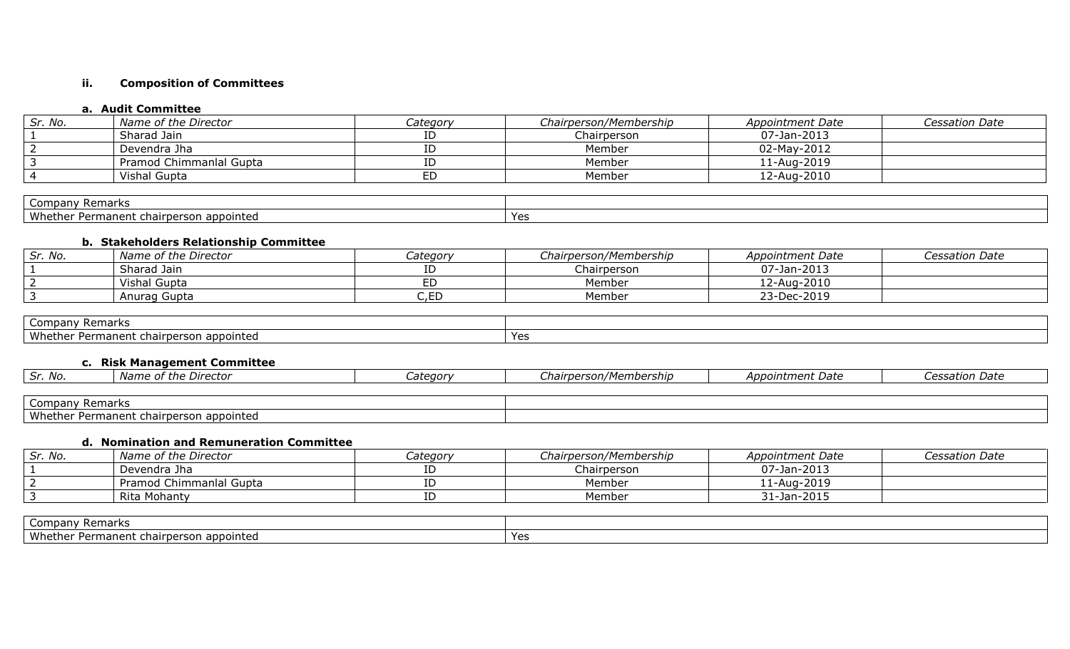## ii. Composition of Committees

### a. Audit Committee

| *Sr. No.* | *Name of the Director* | *Category* | *Chairperson/Membership* | *Appointment Date* | *Cessation Date* |
|---|---|---|---|---|---|
| 1 | Sharad Jain | ID | Chairperson | 07-Jan-2013 | |
| 2 | Devendra Jha | ID | Member | 02-May-2012 | |
| 3 | Pramod Chimmanlal Gupta | ID | Member | 11-Aug-2019 | |
| 4 | Vishal Gupta | ED | Member | 12-Aug-2010 | |

| Company Remarks | |
|---|---|
| Whether Permanent chairperson appointed | Yes |

### b. Stakeholders Relationship Committee

| *Sr. No.* | *Name of the Director* | *Category* | *Chairperson/Membership* | *Appointment Date* | *Cessation Date* |
|---|---|---|---|---|---|
| 1 | Sharad Jain | ID | Chairperson | 07-Jan-2013 | |
| 2 | Vishal Gupta | ED | Member | 12-Aug-2010 | |
| 3 | Anurag Gupta | C,ED | Member | 23-Dec-2019 | |

| Company Remarks | |
|---|---|
| Whether Permanent chairperson appointed | Yes |

### c. Risk Management Committee

| *Sr. No.* | *Name of the Director* | *Category* | *Chairperson/Membership* | *Appointment Date* | *Cessation Date* |
|---|---|---|---|---|---|

| Company Remarks | |
|---|---|
| Whether Permanent chairperson appointed | |

### d. Nomination and Remuneration Committee

| *Sr. No.* | *Name of the Director* | *Category* | *Chairperson/Membership* | *Appointment Date* | *Cessation Date* |
|---|---|---|---|---|---|
| 1 | Devendra Jha | ID | Chairperson | 07-Jan-2013 | |
| 2 | Pramod Chimmanlal Gupta | ID | Member | 11-Aug-2019 | |
| 3 | Rita Mohanty | ID | Member | 31-Jan-2015 | |

| Company Remarks | |
|---|---|
| Whether Permanent chairperson appointed | Yes |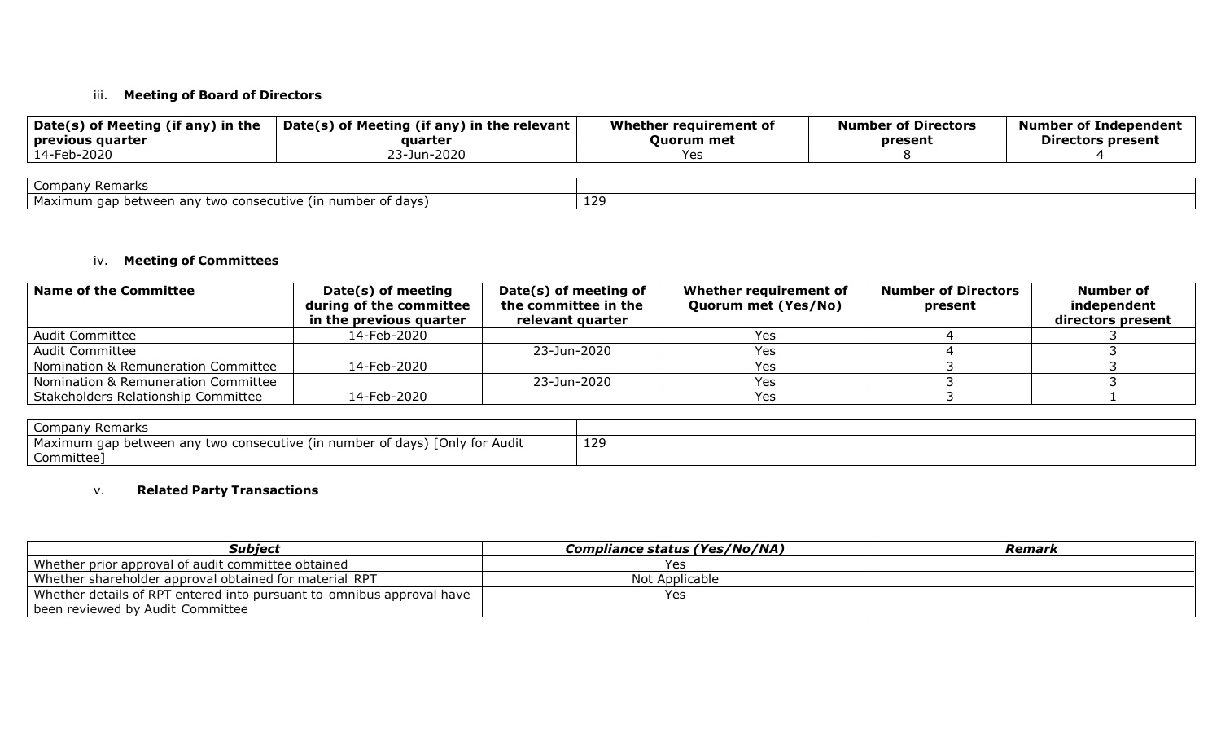### iii. **Meeting of Board of Directors**

| Date(s) of Meeting (if any) in the previous quarter | Date(s) of Meeting (if any) in the relevant quarter | Whether requirement of Quorum met | Number of Directors present | Number of Independent Directors present |
| --- | --- | --- | --- | --- |
| 14-Feb-2020 | 23-Jun-2020 | Yes | 8 | 4 |

| Company Remarks | |
| --- | --- |
| Maximum gap between any two consecutive (in number of days) | 129 |

### iv. **Meeting of Committees**

| Name of the Committee | Date(s) of meeting during of the committee in the previous quarter | Date(s) of meeting of the committee in the relevant quarter | Whether requirement of Quorum met (Yes/No) | Number of Directors present | Number of independent directors present |
| --- | --- | --- | --- | --- | --- |
| Audit Committee | 14-Feb-2020 | | Yes | 4 | 3 |
| Audit Committee | | 23-Jun-2020 | Yes | 4 | 3 |
| Nomination & Remuneration Committee | 14-Feb-2020 | | Yes | 3 | 3 |
| Nomination & Remuneration Committee | | 23-Jun-2020 | Yes | 3 | 3 |
| Stakeholders Relationship Committee | 14-Feb-2020 | | Yes | 3 | 1 |

| Company Remarks | |
| --- | --- |
| Maximum gap between any two consecutive (in number of days) [Only for Audit Committee] | 129 |

### v. **Related Party Transactions**

| *Subject* | *Compliance status (Yes/No/NA)* | *Remark* |
| --- | --- | --- |
| Whether prior approval of audit committee obtained | Yes | |
| Whether shareholder approval obtained for material RPT | Not Applicable | |
| Whether details of RPT entered into pursuant to omnibus approval have been reviewed by Audit Committee | Yes | |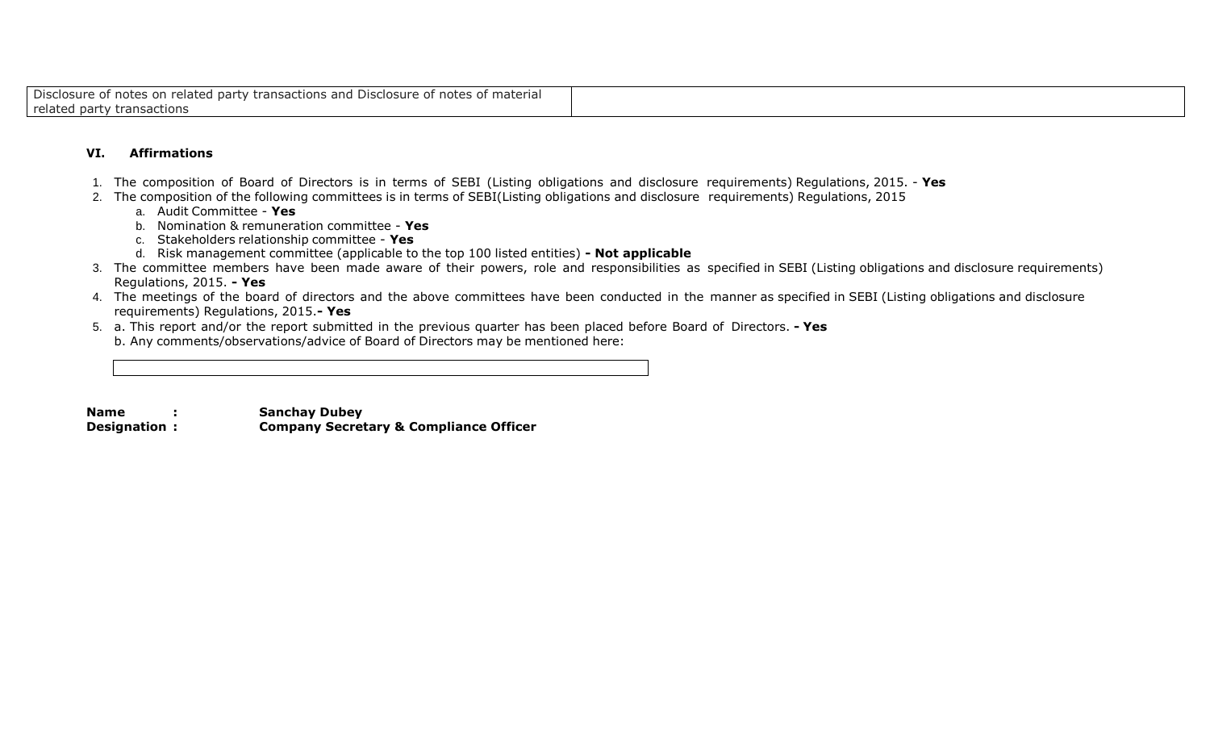| | |
|---|---|
| Disclosure of notes on related party transactions and Disclosure of notes of material related party transactions | |

## VI. Affirmations

1. The composition of Board of Directors is in terms of SEBI (Listing obligations and disclosure requirements) Regulations, 2015. - **Yes**
2. The composition of the following committees is in terms of SEBI(Listing obligations and disclosure requirements) Regulations, 2015
   a. Audit Committee - **Yes**
   b. Nomination & remuneration committee - **Yes**
   c. Stakeholders relationship committee - **Yes**
   d. Risk management committee (applicable to the top 100 listed entities) **- Not applicable**
3. The committee members have been made aware of their powers, role and responsibilities as specified in SEBI (Listing obligations and disclosure requirements) Regulations, 2015. **- Yes**
4. The meetings of the board of directors and the above committees have been conducted in the manner as specified in SEBI (Listing obligations and disclosure requirements) Regulations, 2015.**- Yes**
5. a. This report and/or the report submitted in the previous quarter has been placed before Board of Directors. **- Yes**
   b. Any comments/observations/advice of Board of Directors may be mentioned here:

| |
|---|
| |

**Name :** **Sanchay Dubey**
**Designation :** **Company Secretary & Compliance Officer**